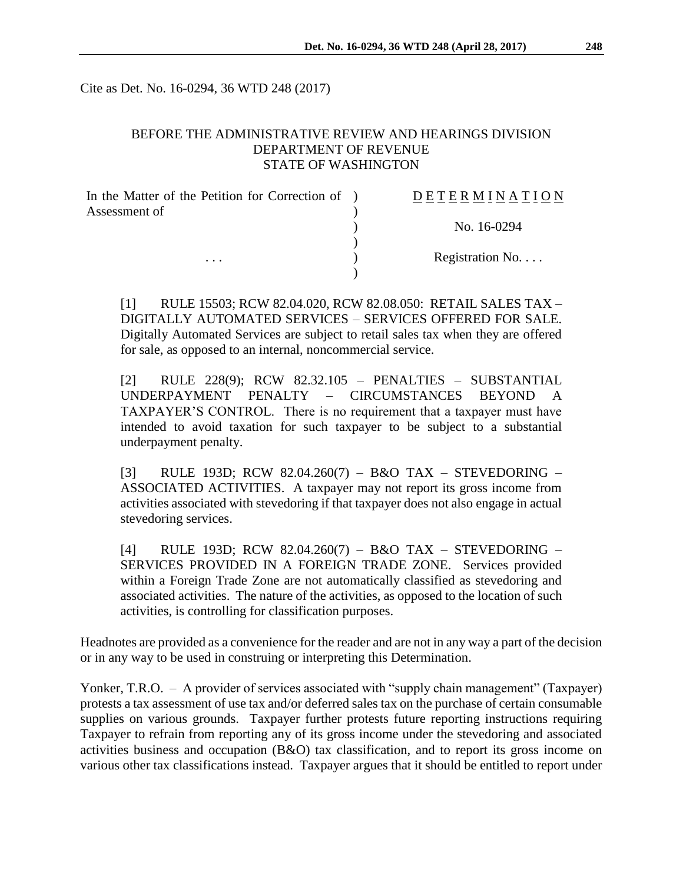Cite as Det. No. 16-0294, 36 WTD 248 (2017)

BEFORE THE ADMINISTRATIVE REVIEW AND HEARINGS DIVISION
DEPARTMENT OF REVENUE
STATE OF WASHINGTON

| In the Matter of the Petition for Correction of Assessment of | ) | D E T E R M I N A T I O N |
|---|---|---|
| | ) | No. 16-0294 |
| . . . | ) | Registration No. . . . |

[1] RULE 15503; RCW 82.04.020, RCW 82.08.050: RETAIL SALES TAX – DIGITALLY AUTOMATED SERVICES – SERVICES OFFERED FOR SALE. Digitally Automated Services are subject to retail sales tax when they are offered for sale, as opposed to an internal, noncommercial service.

[2] RULE 228(9); RCW 82.32.105 – PENALTIES – SUBSTANTIAL UNDERPAYMENT PENALTY – CIRCUMSTANCES BEYOND A TAXPAYER'S CONTROL. There is no requirement that a taxpayer must have intended to avoid taxation for such taxpayer to be subject to a substantial underpayment penalty.

[3] RULE 193D; RCW 82.04.260(7) – B&O TAX – STEVEDORING – ASSOCIATED ACTIVITIES. A taxpayer may not report its gross income from activities associated with stevedoring if that taxpayer does not also engage in actual stevedoring services.

[4] RULE 193D; RCW 82.04.260(7) – B&O TAX – STEVEDORING – SERVICES PROVIDED IN A FOREIGN TRADE ZONE. Services provided within a Foreign Trade Zone are not automatically classified as stevedoring and associated activities. The nature of the activities, as opposed to the location of such activities, is controlling for classification purposes.

Headnotes are provided as a convenience for the reader and are not in any way a part of the decision or in any way to be used in construing or interpreting this Determination.

Yonker, T.R.O. – A provider of services associated with "supply chain management" (Taxpayer) protests a tax assessment of use tax and/or deferred sales tax on the purchase of certain consumable supplies on various grounds. Taxpayer further protests future reporting instructions requiring Taxpayer to refrain from reporting any of its gross income under the stevedoring and associated activities business and occupation (B&O) tax classification, and to report its gross income on various other tax classifications instead. Taxpayer argues that it should be entitled to report under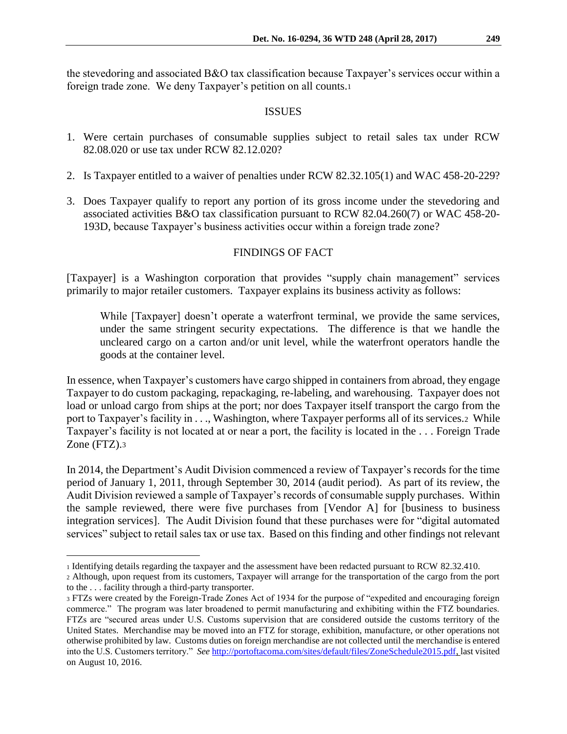the stevedoring and associated B&O tax classification because Taxpayer's services occur within a foreign trade zone. We deny Taxpayer's petition on all counts.[1]

## ISSUES

1. Were certain purchases of consumable supplies subject to retail sales tax under RCW 82.08.020 or use tax under RCW 82.12.020?

2. Is Taxpayer entitled to a waiver of penalties under RCW 82.32.105(1) and WAC 458-20-229?

3. Does Taxpayer qualify to report any portion of its gross income under the stevedoring and associated activities B&O tax classification pursuant to RCW 82.04.260(7) or WAC 458-20-193D, because Taxpayer's business activities occur within a foreign trade zone?

## FINDINGS OF FACT

[Taxpayer] is a Washington corporation that provides "supply chain management" services primarily to major retailer customers. Taxpayer explains its business activity as follows:

> While [Taxpayer] doesn't operate a waterfront terminal, we provide the same services, under the same stringent security expectations. The difference is that we handle the uncleared cargo on a carton and/or unit level, while the waterfront operators handle the goods at the container level.

In essence, when Taxpayer's customers have cargo shipped in containers from abroad, they engage Taxpayer to do custom packaging, repackaging, re-labeling, and warehousing. Taxpayer does not load or unload cargo from ships at the port; nor does Taxpayer itself transport the cargo from the port to Taxpayer's facility in . . ., Washington, where Taxpayer performs all of its services.[2] While Taxpayer's facility is not located at or near a port, the facility is located in the . . . Foreign Trade Zone (FTZ).[3]

In 2014, the Department's Audit Division commenced a review of Taxpayer's records for the time period of January 1, 2011, through September 30, 2014 (audit period). As part of its review, the Audit Division reviewed a sample of Taxpayer's records of consumable supply purchases. Within the sample reviewed, there were five purchases from [Vendor A] for [business to business integration services]. The Audit Division found that these purchases were for "digital automated services" subject to retail sales tax or use tax. Based on this finding and other findings not relevant

---

[1] Identifying details regarding the taxpayer and the assessment have been redacted pursuant to RCW 82.32.410.

[2] Although, upon request from its customers, Taxpayer will arrange for the transportation of the cargo from the port to the . . . facility through a third-party transporter.

[3] FTZs were created by the Foreign-Trade Zones Act of 1934 for the purpose of "expedited and encouraging foreign commerce." The program was later broadened to permit manufacturing and exhibiting within the FTZ boundaries. FTZs are "secured areas under U.S. Customs supervision that are considered outside the customs territory of the United States. Merchandise may be moved into an FTZ for storage, exhibition, manufacture, or other operations not otherwise prohibited by law. Customs duties on foreign merchandise are not collected until the merchandise is entered into the U.S. Customers territory." *See* http://portoftacoma.com/sites/default/files/ZoneSchedule2015.pdf, last visited on August 10, 2016.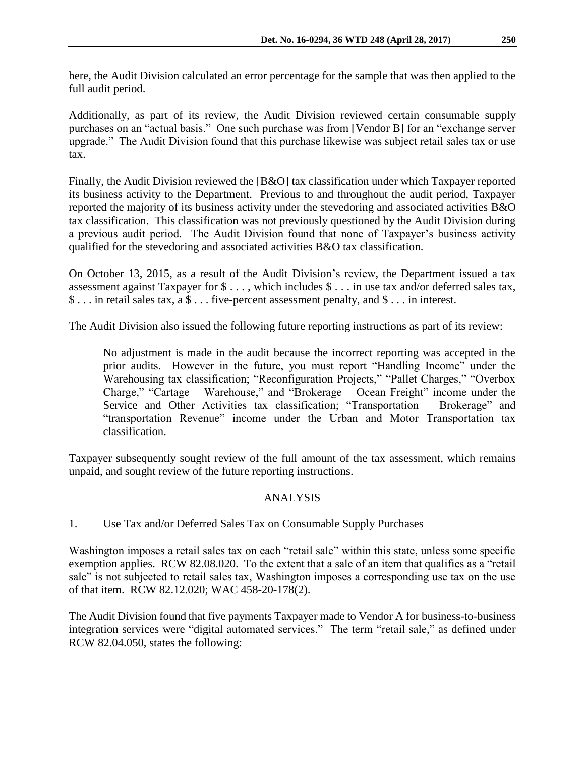here, the Audit Division calculated an error percentage for the sample that was then applied to the full audit period.

Additionally, as part of its review, the Audit Division reviewed certain consumable supply purchases on an "actual basis." One such purchase was from [Vendor B] for an "exchange server upgrade." The Audit Division found that this purchase likewise was subject retail sales tax or use tax.

Finally, the Audit Division reviewed the [B&O] tax classification under which Taxpayer reported its business activity to the Department. Previous to and throughout the audit period, Taxpayer reported the majority of its business activity under the stevedoring and associated activities B&O tax classification. This classification was not previously questioned by the Audit Division during a previous audit period. The Audit Division found that none of Taxpayer's business activity qualified for the stevedoring and associated activities B&O tax classification.

On October 13, 2015, as a result of the Audit Division's review, the Department issued a tax assessment against Taxpayer for $ . . . , which includes $ . . . in use tax and/or deferred sales tax, $ . . . in retail sales tax, a $ . . . five-percent assessment penalty, and $ . . . in interest.

The Audit Division also issued the following future reporting instructions as part of its review:

> No adjustment is made in the audit because the incorrect reporting was accepted in the prior audits. However in the future, you must report "Handling Income" under the Warehousing tax classification; "Reconfiguration Projects," "Pallet Charges," "Overbox Charge," "Cartage – Warehouse," and "Brokerage – Ocean Freight" income under the Service and Other Activities tax classification; "Transportation – Brokerage" and "transportation Revenue" income under the Urban and Motor Transportation tax classification.

Taxpayer subsequently sought review of the full amount of the tax assessment, which remains unpaid, and sought review of the future reporting instructions.

## ANALYSIS

### 1. Use Tax and/or Deferred Sales Tax on Consumable Supply Purchases

Washington imposes a retail sales tax on each "retail sale" within this state, unless some specific exemption applies. RCW 82.08.020. To the extent that a sale of an item that qualifies as a "retail sale" is not subjected to retail sales tax, Washington imposes a corresponding use tax on the use of that item. RCW 82.12.020; WAC 458-20-178(2).

The Audit Division found that five payments Taxpayer made to Vendor A for business-to-business integration services were "digital automated services." The term "retail sale," as defined under RCW 82.04.050, states the following: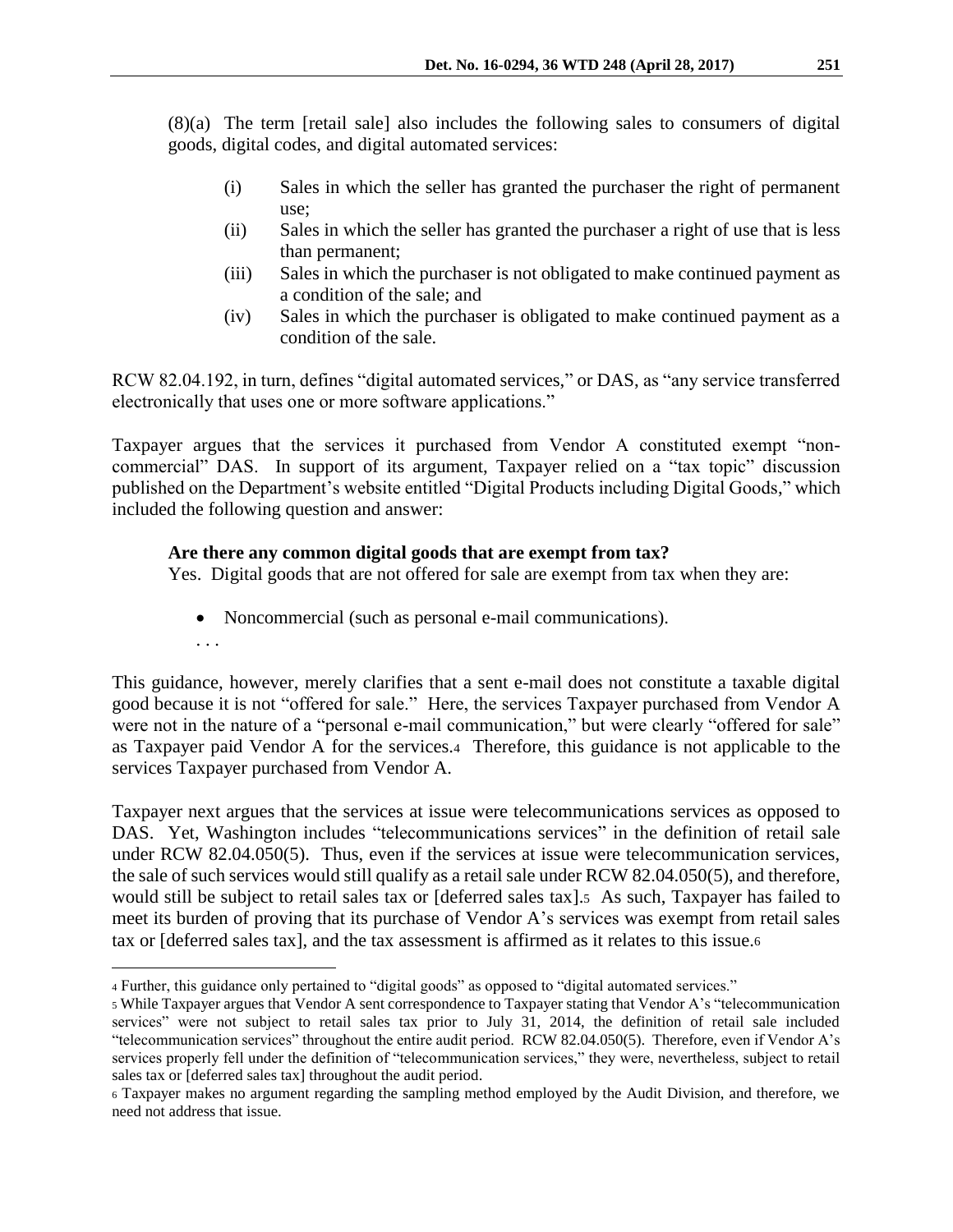(8)(a) The term [retail sale] also includes the following sales to consumers of digital goods, digital codes, and digital automated services:

> (i) Sales in which the seller has granted the purchaser the right of permanent use;
>
> (ii) Sales in which the seller has granted the purchaser a right of use that is less than permanent;
>
> (iii) Sales in which the purchaser is not obligated to make continued payment as a condition of the sale; and
>
> (iv) Sales in which the purchaser is obligated to make continued payment as a condition of the sale.

RCW 82.04.192, in turn, defines "digital automated services," or DAS, as "any service transferred electronically that uses one or more software applications."

Taxpayer argues that the services it purchased from Vendor A constituted exempt "non-commercial" DAS. In support of its argument, Taxpayer relied on a "tax topic" discussion published on the Department's website entitled "Digital Products including Digital Goods," which included the following question and answer:

> **Are there any common digital goods that are exempt from tax?**
>
> Yes. Digital goods that are not offered for sale are exempt from tax when they are:
>
> - Noncommercial (such as personal e-mail communications).
>
> . . .

This guidance, however, merely clarifies that a sent e-mail does not constitute a taxable digital good because it is not "offered for sale." Here, the services Taxpayer purchased from Vendor A were not in the nature of a "personal e-mail communication," but were clearly "offered for sale" as Taxpayer paid Vendor A for the services.[4] Therefore, this guidance is not applicable to the services Taxpayer purchased from Vendor A.

Taxpayer next argues that the services at issue were telecommunications services as opposed to DAS. Yet, Washington includes "telecommunications services" in the definition of retail sale under RCW 82.04.050(5). Thus, even if the services at issue were telecommunication services, the sale of such services would still qualify as a retail sale under RCW 82.04.050(5), and therefore, would still be subject to retail sales tax or [deferred sales tax].[5] As such, Taxpayer has failed to meet its burden of proving that its purchase of Vendor A's services was exempt from retail sales tax or [deferred sales tax], and the tax assessment is affirmed as it relates to this issue.[6]

---

[4] Further, this guidance only pertained to "digital goods" as opposed to "digital automated services."

[5] While Taxpayer argues that Vendor A sent correspondence to Taxpayer stating that Vendor A's "telecommunication services" were not subject to retail sales tax prior to July 31, 2014, the definition of retail sale included "telecommunication services" throughout the entire audit period. RCW 82.04.050(5). Therefore, even if Vendor A's services properly fell under the definition of "telecommunication services," they were, nevertheless, subject to retail sales tax or [deferred sales tax] throughout the audit period.

[6] Taxpayer makes no argument regarding the sampling method employed by the Audit Division, and therefore, we need not address that issue.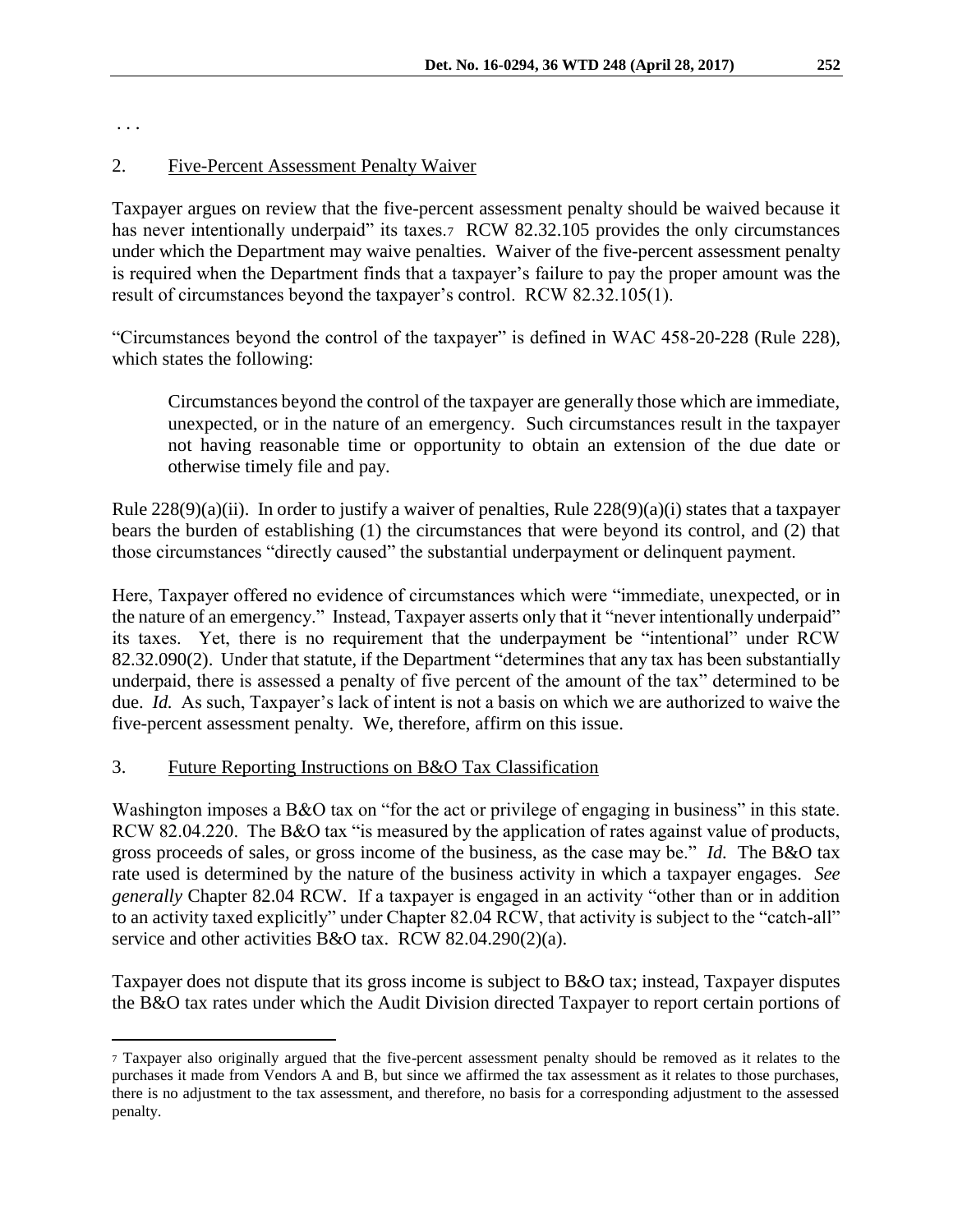. . .

## 2. Five-Percent Assessment Penalty Waiver

Taxpayer argues on review that the five-percent assessment penalty should be waived because it has never intentionally underpaid" its taxes.[7] RCW 82.32.105 provides the only circumstances under which the Department may waive penalties. Waiver of the five-percent assessment penalty is required when the Department finds that a taxpayer's failure to pay the proper amount was the result of circumstances beyond the taxpayer's control. RCW 82.32.105(1).

"Circumstances beyond the control of the taxpayer" is defined in WAC 458-20-228 (Rule 228), which states the following:

> Circumstances beyond the control of the taxpayer are generally those which are immediate, unexpected, or in the nature of an emergency. Such circumstances result in the taxpayer not having reasonable time or opportunity to obtain an extension of the due date or otherwise timely file and pay.

Rule 228(9)(a)(ii). In order to justify a waiver of penalties, Rule 228(9)(a)(i) states that a taxpayer bears the burden of establishing (1) the circumstances that were beyond its control, and (2) that those circumstances "directly caused" the substantial underpayment or delinquent payment.

Here, Taxpayer offered no evidence of circumstances which were "immediate, unexpected, or in the nature of an emergency." Instead, Taxpayer asserts only that it "never intentionally underpaid" its taxes. Yet, there is no requirement that the underpayment be "intentional" under RCW 82.32.090(2). Under that statute, if the Department "determines that any tax has been substantially underpaid, there is assessed a penalty of five percent of the amount of the tax" determined to be due. *Id.* As such, Taxpayer's lack of intent is not a basis on which we are authorized to waive the five-percent assessment penalty. We, therefore, affirm on this issue.

## 3. Future Reporting Instructions on B&O Tax Classification

Washington imposes a B&O tax on "for the act or privilege of engaging in business" in this state. RCW 82.04.220. The B&O tax "is measured by the application of rates against value of products, gross proceeds of sales, or gross income of the business, as the case may be." *Id.* The B&O tax rate used is determined by the nature of the business activity in which a taxpayer engages. *See generally* Chapter 82.04 RCW. If a taxpayer is engaged in an activity "other than or in addition to an activity taxed explicitly" under Chapter 82.04 RCW, that activity is subject to the "catch-all" service and other activities B&O tax. RCW 82.04.290(2)(a).

Taxpayer does not dispute that its gross income is subject to B&O tax; instead, Taxpayer disputes the B&O tax rates under which the Audit Division directed Taxpayer to report certain portions of

---

[7] Taxpayer also originally argued that the five-percent assessment penalty should be removed as it relates to the purchases it made from Vendors A and B, but since we affirmed the tax assessment as it relates to those purchases, there is no adjustment to the tax assessment, and therefore, no basis for a corresponding adjustment to the assessed penalty.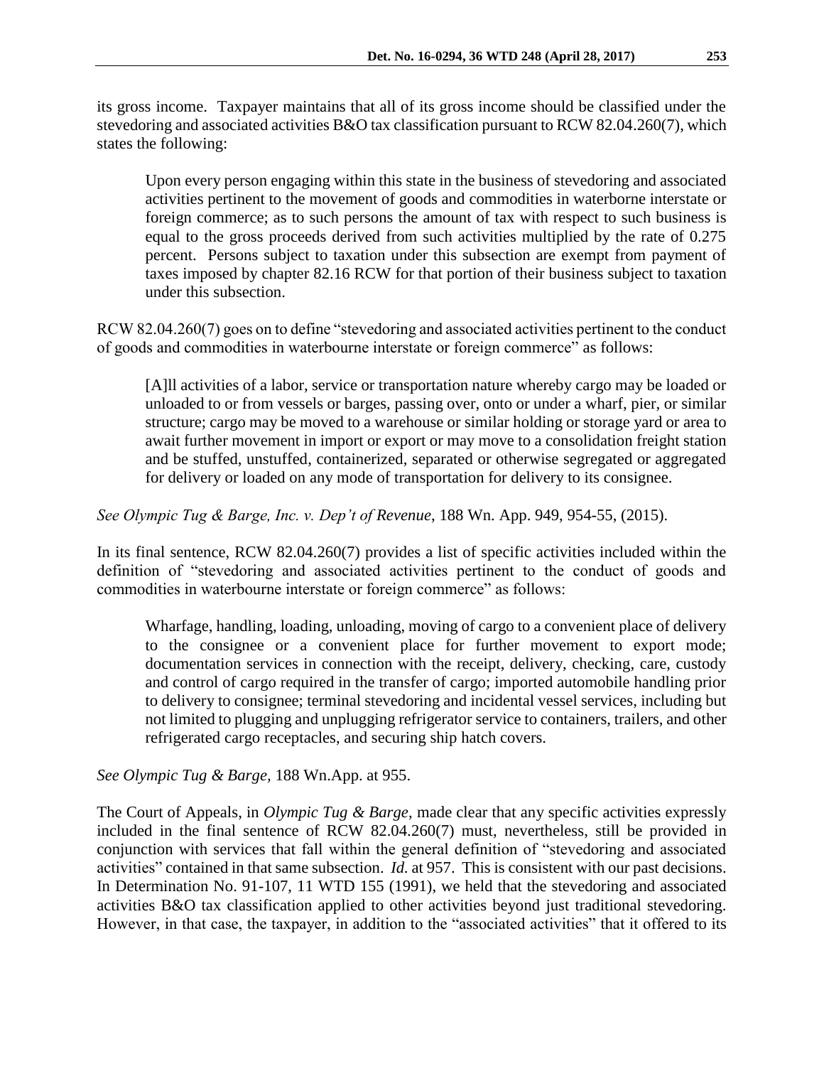its gross income. Taxpayer maintains that all of its gross income should be classified under the stevedoring and associated activities B&O tax classification pursuant to RCW 82.04.260(7), which states the following:

> Upon every person engaging within this state in the business of stevedoring and associated activities pertinent to the movement of goods and commodities in waterborne interstate or foreign commerce; as to such persons the amount of tax with respect to such business is equal to the gross proceeds derived from such activities multiplied by the rate of 0.275 percent. Persons subject to taxation under this subsection are exempt from payment of taxes imposed by chapter 82.16 RCW for that portion of their business subject to taxation under this subsection.

RCW 82.04.260(7) goes on to define "stevedoring and associated activities pertinent to the conduct of goods and commodities in waterbourne interstate or foreign commerce" as follows:

> [A]ll activities of a labor, service or transportation nature whereby cargo may be loaded or unloaded to or from vessels or barges, passing over, onto or under a wharf, pier, or similar structure; cargo may be moved to a warehouse or similar holding or storage yard or area to await further movement in import or export or may move to a consolidation freight station and be stuffed, unstuffed, containerized, separated or otherwise segregated or aggregated for delivery or loaded on any mode of transportation for delivery to its consignee.

*See Olympic Tug & Barge, Inc. v. Dep't of Revenue*, 188 Wn. App. 949, 954-55, (2015).

In its final sentence, RCW 82.04.260(7) provides a list of specific activities included within the definition of "stevedoring and associated activities pertinent to the conduct of goods and commodities in waterbourne interstate or foreign commerce" as follows:

> Wharfage, handling, loading, unloading, moving of cargo to a convenient place of delivery to the consignee or a convenient place for further movement to export mode; documentation services in connection with the receipt, delivery, checking, care, custody and control of cargo required in the transfer of cargo; imported automobile handling prior to delivery to consignee; terminal stevedoring and incidental vessel services, including but not limited to plugging and unplugging refrigerator service to containers, trailers, and other refrigerated cargo receptacles, and securing ship hatch covers.

*See Olympic Tug & Barge*, 188 Wn.App. at 955.

The Court of Appeals, in *Olympic Tug & Barge*, made clear that any specific activities expressly included in the final sentence of RCW 82.04.260(7) must, nevertheless, still be provided in conjunction with services that fall within the general definition of "stevedoring and associated activities" contained in that same subsection. *Id.* at 957. This is consistent with our past decisions. In Determination No. 91-107, 11 WTD 155 (1991), we held that the stevedoring and associated activities B&O tax classification applied to other activities beyond just traditional stevedoring. However, in that case, the taxpayer, in addition to the "associated activities" that it offered to its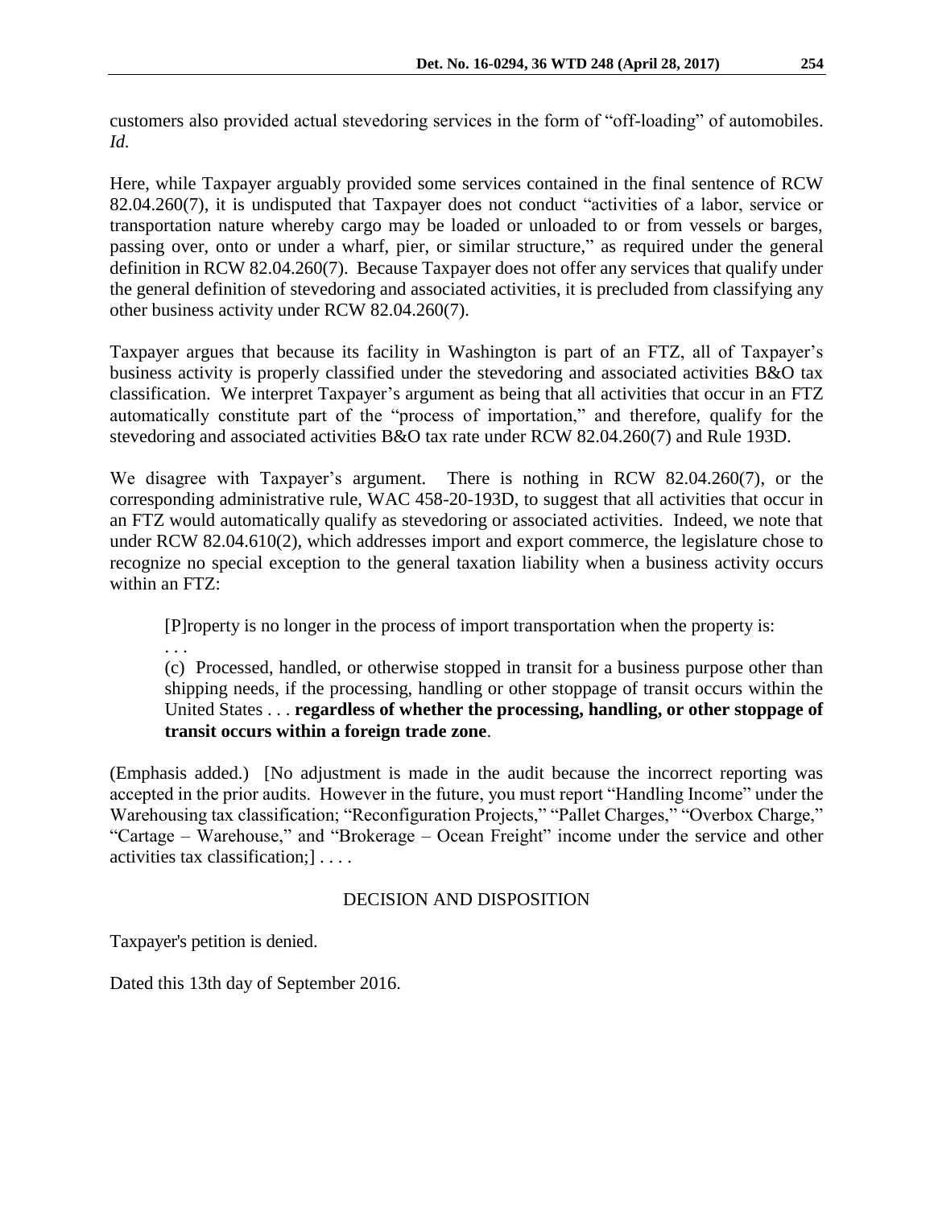customers also provided actual stevedoring services in the form of "off-loading" of automobiles. *Id.*

Here, while Taxpayer arguably provided some services contained in the final sentence of RCW 82.04.260(7), it is undisputed that Taxpayer does not conduct "activities of a labor, service or transportation nature whereby cargo may be loaded or unloaded to or from vessels or barges, passing over, onto or under a wharf, pier, or similar structure," as required under the general definition in RCW 82.04.260(7). Because Taxpayer does not offer any services that qualify under the general definition of stevedoring and associated activities, it is precluded from classifying any other business activity under RCW 82.04.260(7).

Taxpayer argues that because its facility in Washington is part of an FTZ, all of Taxpayer's business activity is properly classified under the stevedoring and associated activities B&O tax classification. We interpret Taxpayer's argument as being that all activities that occur in an FTZ automatically constitute part of the "process of importation," and therefore, qualify for the stevedoring and associated activities B&O tax rate under RCW 82.04.260(7) and Rule 193D.

We disagree with Taxpayer's argument. There is nothing in RCW 82.04.260(7), or the corresponding administrative rule, WAC 458-20-193D, to suggest that all activities that occur in an FTZ would automatically qualify as stevedoring or associated activities. Indeed, we note that under RCW 82.04.610(2), which addresses import and export commerce, the legislature chose to recognize no special exception to the general taxation liability when a business activity occurs within an FTZ:

> [P]roperty is no longer in the process of import transportation when the property is:
>
> . . .
>
> (c) Processed, handled, or otherwise stopped in transit for a business purpose other than shipping needs, if the processing, handling or other stoppage of transit occurs within the United States . . . **regardless of whether the processing, handling, or other stoppage of transit occurs within a foreign trade zone**.

(Emphasis added.) [No adjustment is made in the audit because the incorrect reporting was accepted in the prior audits. However in the future, you must report "Handling Income" under the Warehousing tax classification; "Reconfiguration Projects," "Pallet Charges," "Overbox Charge," "Cartage – Warehouse," and "Brokerage – Ocean Freight" income under the service and other activities tax classification;] . . . .

## DECISION AND DISPOSITION

Taxpayer's petition is denied.

Dated this 13th day of September 2016.